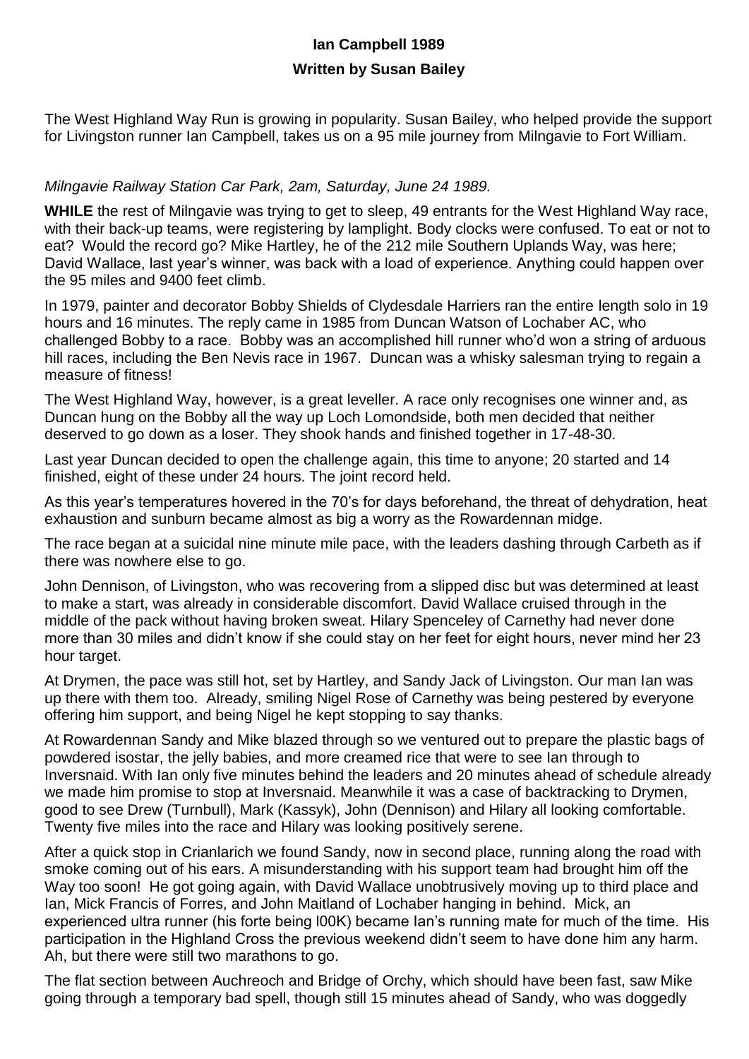# Ian Campbell 1989

**Written by Susan Bailey**

The West Highland Way Run is growing in popularity. Susan Bailey, who helped provide the support for Livingston runner Ian Campbell, takes us on a 95 mile journey from Milngavie to Fort William.

*Milngavie Railway Station Car Park, 2am, Saturday, June 24 1989.*

**WHILE** the rest of Milngavie was trying to get to sleep, 49 entrants for the West Highland Way race, with their back-up teams, were registering by lamplight. Body clocks were confused. To eat or not to eat? Would the record go? Mike Hartley, he of the 212 mile Southern Uplands Way, was here; David Wallace, last year's winner, was back with a load of experience. Anything could happen over the 95 miles and 9400 feet climb.

In 1979, painter and decorator Bobby Shields of Clydesdale Harriers ran the entire length solo in 19 hours and 16 minutes. The reply came in 1985 from Duncan Watson of Lochaber AC, who challenged Bobby to a race. Bobby was an accomplished hill runner who'd won a string of arduous hill races, including the Ben Nevis race in 1967. Duncan was a whisky salesman trying to regain a measure of fitness!

The West Highland Way, however, is a great leveller. A race only recognises one winner and, as Duncan hung on the Bobby all the way up Loch Lomondside, both men decided that neither deserved to go down as a loser. They shook hands and finished together in 17-48-30.

Last year Duncan decided to open the challenge again, this time to anyone; 20 started and 14 finished, eight of these under 24 hours. The joint record held.

As this year's temperatures hovered in the 70's for days beforehand, the threat of dehydration, heat exhaustion and sunburn became almost as big a worry as the Rowardennan midge.

The race began at a suicidal nine minute mile pace, with the leaders dashing through Carbeth as if there was nowhere else to go.

John Dennison, of Livingston, who was recovering from a slipped disc but was determined at least to make a start, was already in considerable discomfort. David Wallace cruised through in the middle of the pack without having broken sweat. Hilary Spenceley of Carnethy had never done more than 30 miles and didn't know if she could stay on her feet for eight hours, never mind her 23 hour target.

At Drymen, the pace was still hot, set by Hartley, and Sandy Jack of Livingston. Our man Ian was up there with them too. Already, smiling Nigel Rose of Carnethy was being pestered by everyone offering him support, and being Nigel he kept stopping to say thanks.

At Rowardennan Sandy and Mike blazed through so we ventured out to prepare the plastic bags of powdered isostar, the jelly babies, and more creamed rice that were to see Ian through to Inversnaid. With Ian only five minutes behind the leaders and 20 minutes ahead of schedule already we made him promise to stop at Inversnaid. Meanwhile it was a case of backtracking to Drymen, good to see Drew (Turnbull), Mark (Kassyk), John (Dennison) and Hilary all looking comfortable. Twenty five miles into the race and Hilary was looking positively serene.

After a quick stop in Crianlarich we found Sandy, now in second place, running along the road with smoke coming out of his ears. A misunderstanding with his support team had brought him off the Way too soon! He got going again, with David Wallace unobtrusively moving up to third place and Ian, Mick Francis of Forres, and John Maitland of Lochaber hanging in behind. Mick, an experienced ultra runner (his forte being l00K) became Ian's running mate for much of the time. His participation in the Highland Cross the previous weekend didn't seem to have done him any harm. Ah, but there were still two marathons to go.

The flat section between Auchreoch and Bridge of Orchy, which should have been fast, saw Mike going through a temporary bad spell, though still 15 minutes ahead of Sandy, who was doggedly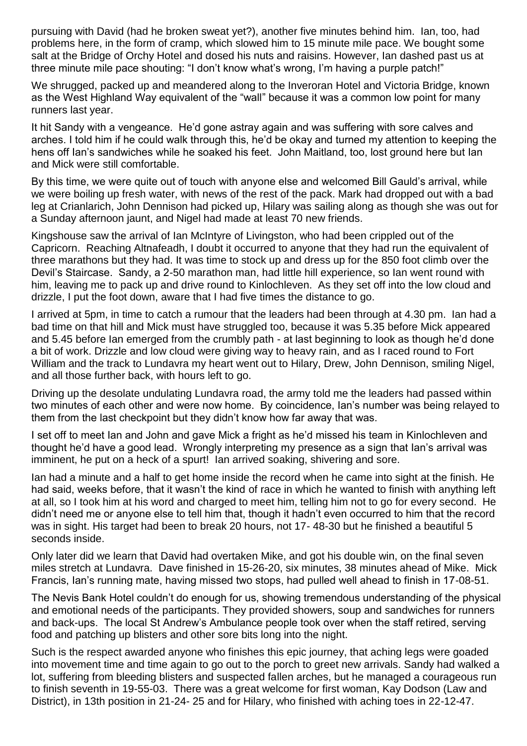pursuing with David (had he broken sweat yet?), another five minutes behind him. Ian, too, had problems here, in the form of cramp, which slowed him to 15 minute mile pace. We bought some salt at the Bridge of Orchy Hotel and dosed his nuts and raisins. However, Ian dashed past us at three minute mile pace shouting: "I don't know what's wrong, I'm having a purple patch!"

We shrugged, packed up and meandered along to the Inveroran Hotel and Victoria Bridge, known as the West Highland Way equivalent of the "wall" because it was a common low point for many runners last year.

It hit Sandy with a vengeance. He'd gone astray again and was suffering with sore calves and arches. I told him if he could walk through this, he'd be okay and turned my attention to keeping the hens off Ian's sandwiches while he soaked his feet. John Maitland, too, lost ground here but Ian and Mick were still comfortable.

By this time, we were quite out of touch with anyone else and welcomed Bill Gauld's arrival, while we were boiling up fresh water, with news of the rest of the pack. Mark had dropped out with a bad leg at Crianlarich, John Dennison had picked up, Hilary was sailing along as though she was out for a Sunday afternoon jaunt, and Nigel had made at least 70 new friends.

Kingshouse saw the arrival of Ian McIntyre of Livingston, who had been crippled out of the Capricorn. Reaching Altnafeadh, I doubt it occurred to anyone that they had run the equivalent of three marathons but they had. It was time to stock up and dress up for the 850 foot climb over the Devil's Staircase. Sandy, a 2-50 marathon man, had little hill experience, so Ian went round with him, leaving me to pack up and drive round to Kinlochleven. As they set off into the low cloud and drizzle, I put the foot down, aware that I had five times the distance to go.

I arrived at 5pm, in time to catch a rumour that the leaders had been through at 4.30 pm. Ian had a bad time on that hill and Mick must have struggled too, because it was 5.35 before Mick appeared and 5.45 before Ian emerged from the crumbly path - at last beginning to look as though he'd done a bit of work. Drizzle and low cloud were giving way to heavy rain, and as I raced round to Fort William and the track to Lundavra my heart went out to Hilary, Drew, John Dennison, smiling Nigel, and all those further back, with hours left to go.

Driving up the desolate undulating Lundavra road, the army told me the leaders had passed within two minutes of each other and were now home. By coincidence, Ian's number was being relayed to them from the last checkpoint but they didn't know how far away that was.

I set off to meet Ian and John and gave Mick a fright as he'd missed his team in Kinlochleven and thought he'd have a good lead. Wrongly interpreting my presence as a sign that Ian's arrival was imminent, he put on a heck of a spurt! Ian arrived soaking, shivering and sore.

Ian had a minute and a half to get home inside the record when he came into sight at the finish. He had said, weeks before, that it wasn't the kind of race in which he wanted to finish with anything left at all, so I took him at his word and charged to meet him, telling him not to go for every second. He didn't need me or anyone else to tell him that, though it hadn't even occurred to him that the record was in sight. His target had been to break 20 hours, not 17- 48-30 but he finished a beautiful 5 seconds inside.

Only later did we learn that David had overtaken Mike, and got his double win, on the final seven miles stretch at Lundavra. Dave finished in 15-26-20, six minutes, 38 minutes ahead of Mike. Mick Francis, Ian's running mate, having missed two stops, had pulled well ahead to finish in 17-08-51.

The Nevis Bank Hotel couldn't do enough for us, showing tremendous understanding of the physical and emotional needs of the participants. They provided showers, soup and sandwiches for runners and back-ups. The local St Andrew's Ambulance people took over when the staff retired, serving food and patching up blisters and other sore bits long into the night.

Such is the respect awarded anyone who finishes this epic journey, that aching legs were goaded into movement time and time again to go out to the porch to greet new arrivals. Sandy had walked a lot, suffering from bleeding blisters and suspected fallen arches, but he managed a courageous run to finish seventh in 19-55-03. There was a great welcome for first woman, Kay Dodson (Law and District), in 13th position in 21-24- 25 and for Hilary, who finished with aching toes in 22-12-47.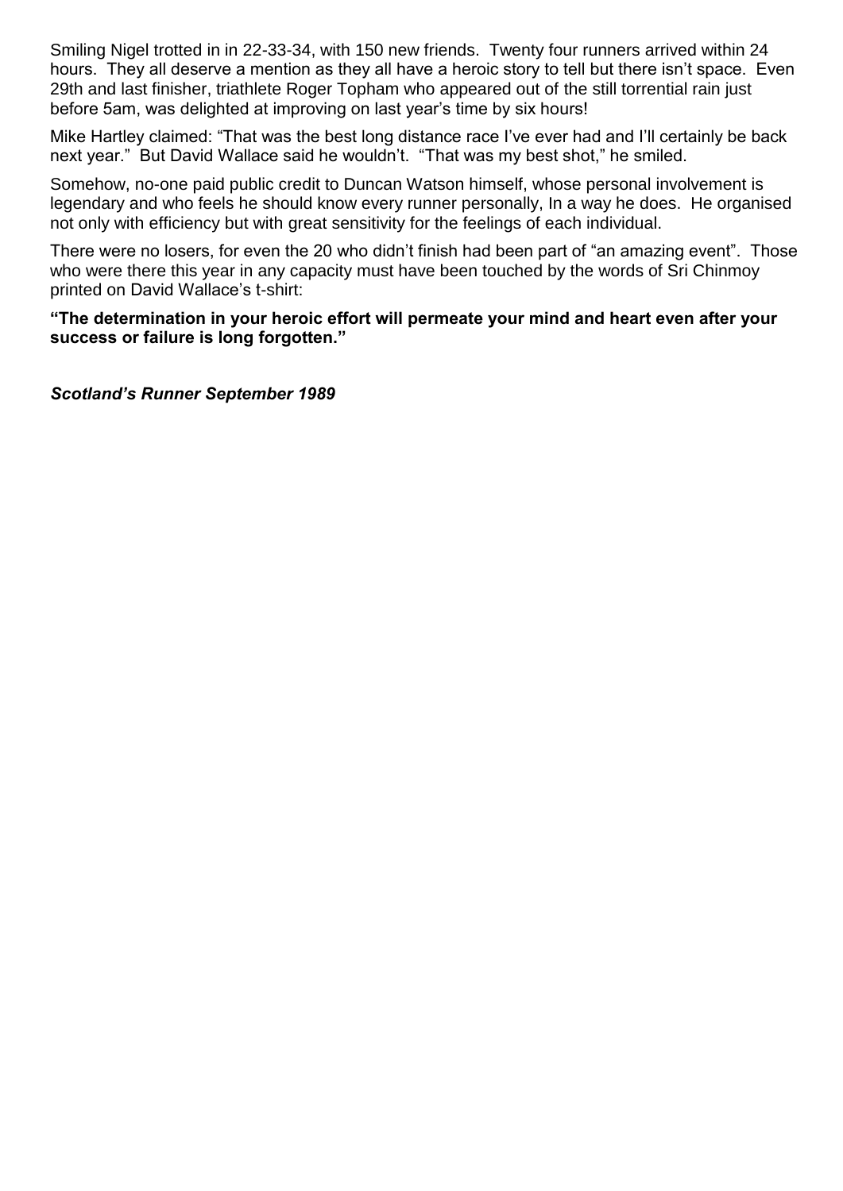Smiling Nigel trotted in in 22-33-34, with 150 new friends. Twenty four runners arrived within 24 hours. They all deserve a mention as they all have a heroic story to tell but there isn't space. Even 29th and last finisher, triathlete Roger Topham who appeared out of the still torrential rain just before 5am, was delighted at improving on last year's time by six hours!

Mike Hartley claimed: "That was the best long distance race I've ever had and I'll certainly be back next year." But David Wallace said he wouldn't. "That was my best shot," he smiled.

Somehow, no-one paid public credit to Duncan Watson himself, whose personal involvement is legendary and who feels he should know every runner personally, In a way he does. He organised not only with efficiency but with great sensitivity for the feelings of each individual.

There were no losers, for even the 20 who didn't finish had been part of "an amazing event". Those who were there this year in any capacity must have been touched by the words of Sri Chinmoy printed on David Wallace's t-shirt:

**"The determination in your heroic effort will permeate your mind and heart even after your success or failure is long forgotten."**

***Scotland's Runner September 1989***